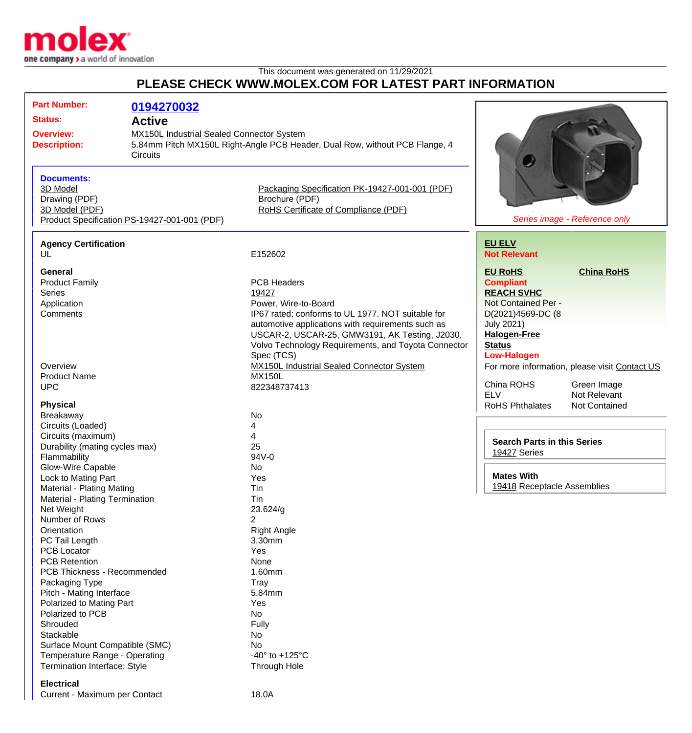This document was generated on 11/29/2021

# PLEASE CHECK WWW.MOLEX.COM FOR LATEST PART INFORMATION

| | |
|---|---|
| **Part Number:** | **0194270032** |
| **Status:** | **Active** |
| **Overview:** | MX150L Industrial Sealed Connector System |
| **Description:** | 5.84mm Pitch MX150L Right-Angle PCB Header, Dual Row, without PCB Flange, 4 Circuits |

*Series image - Reference only*

**Documents:**

- 3D Model
- Drawing (PDF)
- 3D Model (PDF)
- Product Specification PS-19427-001-001 (PDF)
- Packaging Specification PK-19427-001-001 (PDF)
- Brochure (PDF)
- RoHS Certificate of Compliance (PDF)

**EU ELV**
**Not Relevant**

**EU RoHS** **China RoHS**
**Compliant**

**REACH SVHC**
Not Contained Per - D(2021)4569-DC (8 July 2021)

**Halogen-Free Status**
**Low-Halogen**

For more information, please visit Contact US

| | |
|---|---|
| China ROHS | Green Image |
| ELV | Not Relevant |
| RoHS Phthalates | Not Contained |

**Search Parts in this Series**
19427 Series

**Mates With**
19418 Receptacle Assemblies

### Agency Certification

| | |
|---|---|
| UL | E152602 |

### General

| | |
|---|---|
| Product Family | PCB Headers |
| Series | 19427 |
| Application | Power, Wire-to-Board |
| Comments | IP67 rated; conforms to UL 1977. NOT suitable for automotive applications with requirements such as USCAR-2, USCAR-25, GMW3191, AK Testing, J2030, Volvo Technology Requirements, and Toyota Connector Spec (TCS) |
| Overview | MX150L Industrial Sealed Connector System |
| Product Name | MX150L |
| UPC | 822348737413 |

### Physical

| | |
|---|---|
| Breakaway | No |
| Circuits (Loaded) | 4 |
| Circuits (maximum) | 4 |
| Durability (mating cycles max) | 25 |
| Flammability | 94V-0 |
| Glow-Wire Capable | No |
| Lock to Mating Part | Yes |
| Material - Plating Mating | Tin |
| Material - Plating Termination | Tin |
| Net Weight | 23.624/g |
| Number of Rows | 2 |
| Orientation | Right Angle |
| PC Tail Length | 3.30mm |
| PCB Locator | Yes |
| PCB Retention | None |
| PCB Thickness - Recommended | 1.60mm |
| Packaging Type | Tray |
| Pitch - Mating Interface | 5.84mm |
| Polarized to Mating Part | Yes |
| Polarized to PCB | No |
| Shrouded | Fully |
| Stackable | No |
| Surface Mount Compatible (SMC) | No |
| Temperature Range - Operating | -40° to +125°C |
| Termination Interface: Style | Through Hole |

### Electrical

| | |
|---|---|
| Current - Maximum per Contact | 18.0A |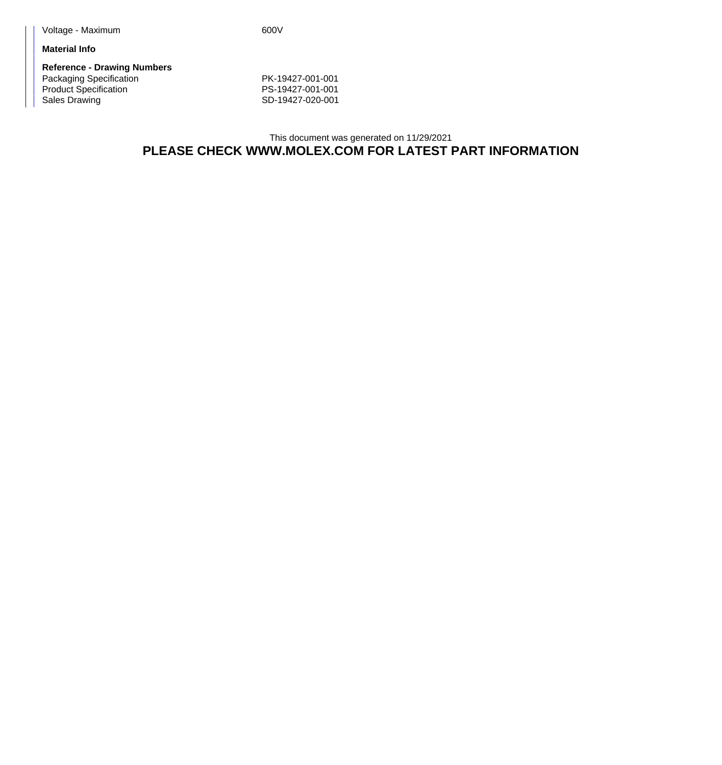| | |
|---|---|
| Voltage - Maximum | 600V |

**Material Info**

**Reference - Drawing Numbers**

| | |
|---|---|
| Packaging Specification | PK-19427-001-001 |
| Product Specification | PS-19427-001-001 |
| Sales Drawing | SD-19427-020-001 |

This document was generated on 11/29/2021

**PLEASE CHECK WWW.MOLEX.COM FOR LATEST PART INFORMATION**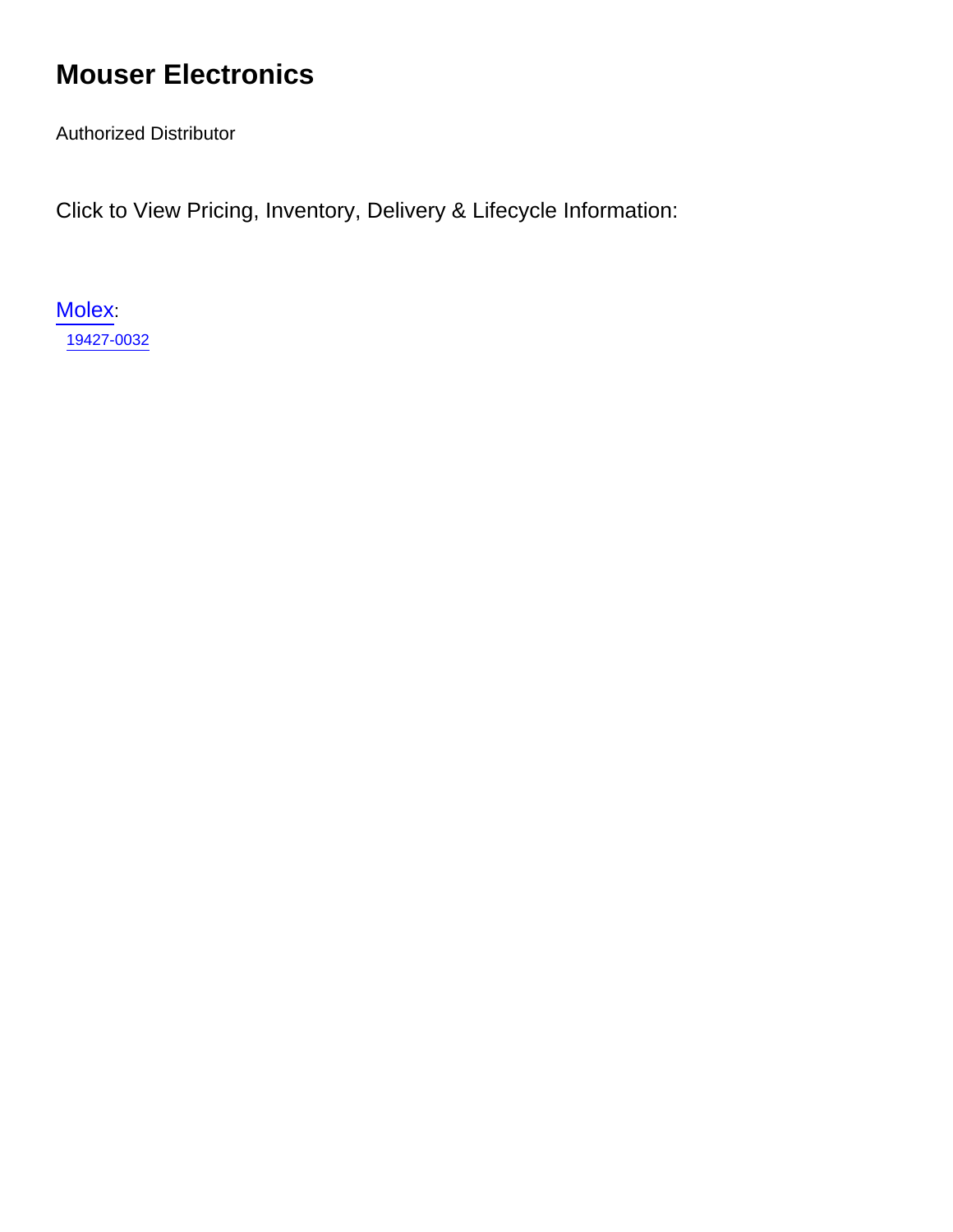# Mouser Electronics

Authorized Distributor

Click to View Pricing, Inventory, Delivery & Lifecycle Information:

Molex:

19427-0032